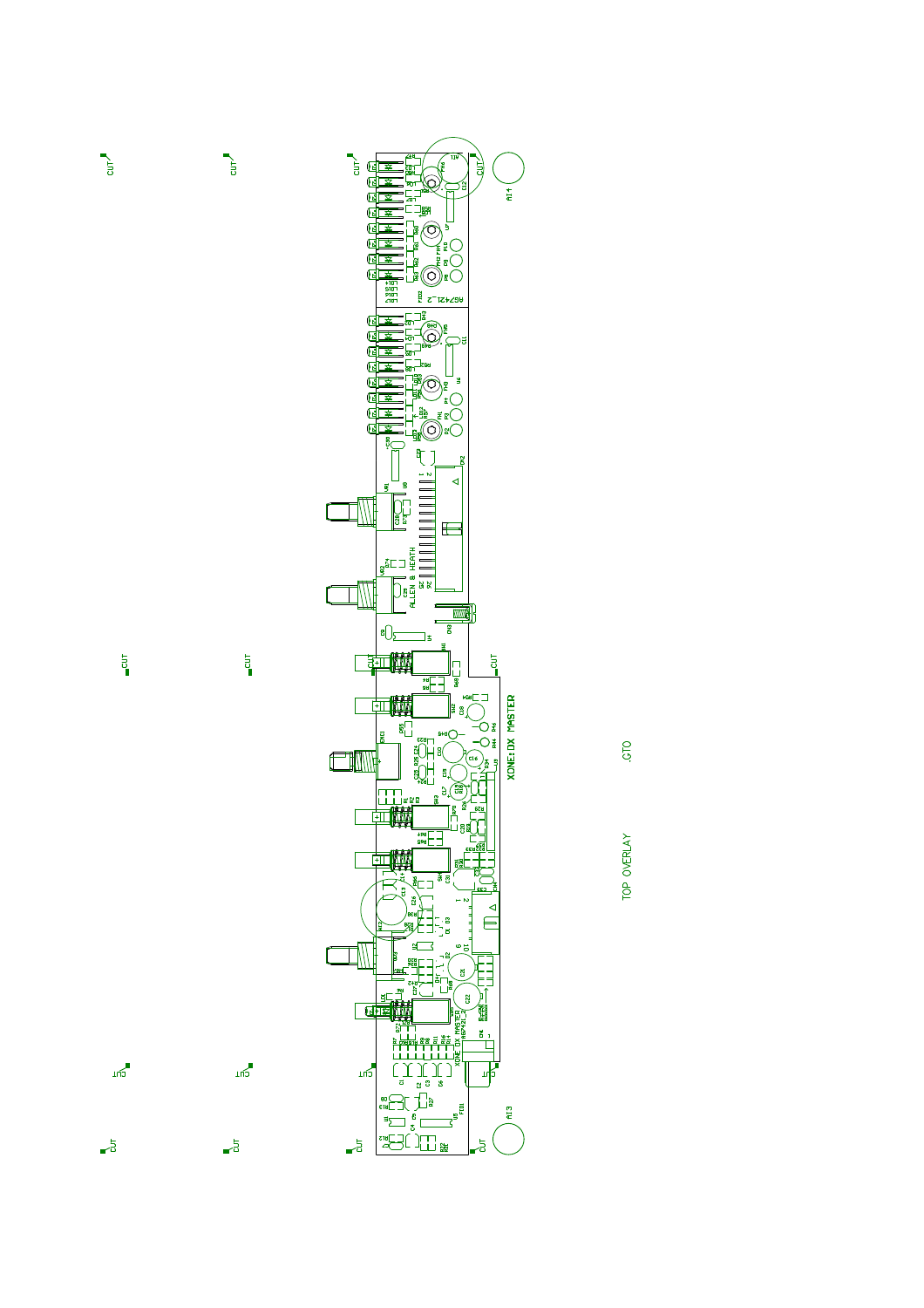XONE:DX MASTER

ALLEN & HEATH

AG7421_2

TOP OVERLAY

.GTO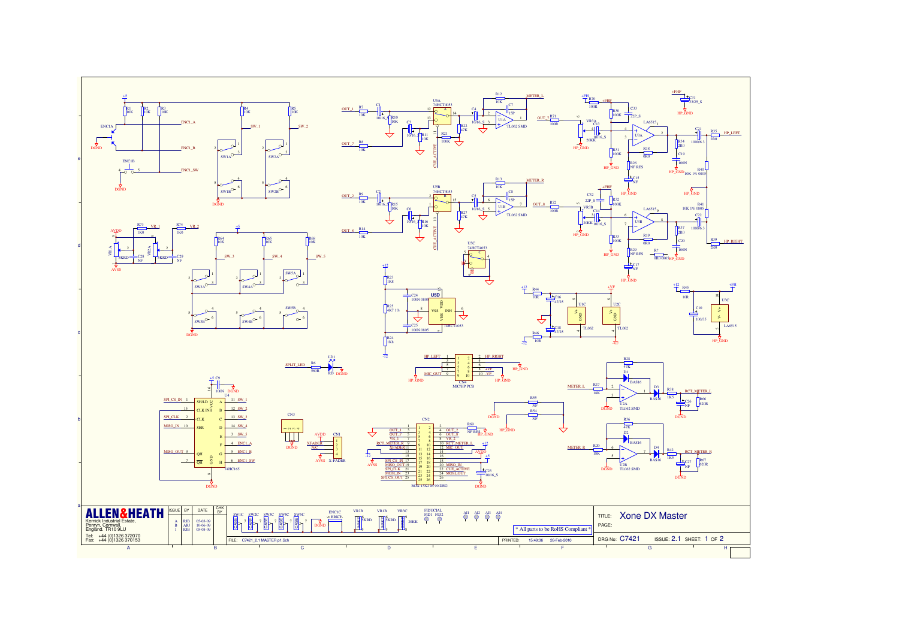**ALLEN&HEATH**
Kernick Industrial Estate,
Penryn, Cornwall,
England. TR10 9LU
Tel: +44 (0)1326 372070
Fax: +44 (0)1326 370153

| ISSUE | BY | DATE | CHK BY |
|---|---|---|---|
| A | RJB | 05-03-09 | |
| B | ARJ | 10-06-09 | |
| 1 | RJB | 05-08-09 | |

FILE: C7421_2.1 MASTER p1.Sch

PRINTED: 15:49:36 26-Feb-2010

* All parts to be RoHS Compliant *

TITLE: Xone DX Master

PAGE:

DRG No: C7421 ISSUE: 2.1 SHEET: 1 OF 2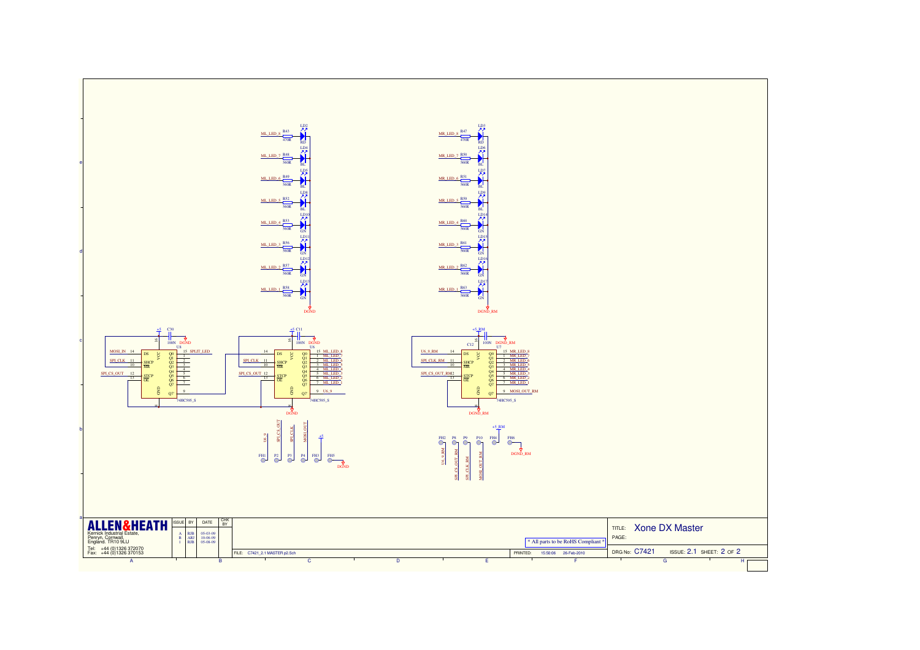ML_LED_8 R43 470R LD2 RD
ML_LED_7 R48 560R LD4 BL
ML_LED_6 R49 560R LD5 BL
ML_LED_5 R52 560R LD8 BL
ML_LED_4 R53 560R LD10 GN
ML_LED_3 R56 560R LD11 GN
ML_LED_2 R57 560R LD12 GN
ML_LED_1 R58 560R LD13 GN
DGND

MR_LED_8 R47 470R LD3 RD
MR_LED_7 R50 560R LD6 BL
MR_LED_6 R51 560R LD7 BL
MR_LED_5 R59 560R LD9 BL
MR_LED_4 R60 560R LD14 GN
MR_LED_3 R61 560R LD15 GN
MR_LED_2 R62 560R LD16 GN
MR_LED_1 R63 560R LD17 GN
DGND_RM

U8 74HC595_S
+5 C30 100N DGND
MOSI_IN 14 DS
SPI_CLK 11 SHCP
10 MR
SPI_CS_OUT 12 STCP
13 OE
VCC 16
GND 8
Q0 15 SPLIT_LED
Q1 1
Q2 2
Q3 3
Q4 4
Q5 5
Q6 6
Q7 7
Q7' 9

U6 74HC595_S
+5 C11 100N DGND
14 DS
SPI_CLK 11 SHCP
10 MR
SPI_CS_OUT 12 STCP
13 OE
VCC 16
GND 8
Q0 15 ML_LED_8
Q1 1 ML_LED_7
Q2 2 ML_LED_6
Q3 3 ML_LED_5
Q4 4 ML_LED_4
Q5 5 ML_LED_3
Q6 6 ML_LED_2
Q7 7 ML_LED_1
Q7' 9 U6_9
DGND

U7 74HC595_S
+5_RM C12 100N DGND_RM
U6_9_RM 14 DS
SPI_CLK_RM 11 SHCP
10 MR
SPI_CS_OUT_RM 12 STCP
13 OE
VCC 16
GND 8
Q0 15 MR_LED_8
Q1 1 MR_LED_7
Q2 2 MR_LED_6
Q3 3 MR_LED_5
Q4 4 MR_LED_4
Q5 5 MR_LED_3
Q6 6 MR_LED_2
Q7 7 MR_LED_1
Q7' 9 MOSI_OUT_RM
DGND_RM

FH1 P2 U6_9
P3 SPI_CS_OUT
P4 SPI_CLK
FH3 MOSI_OUT
FH5 +5 DGND

FH2 P8 U6_9_RM
P9 SPI_CS_OUT_RM
P10 SPI_CLK_RM
FH4 MOSI_OUT_RM
FH6 +5_RM DGND_RM

**ALLEN&HEATH**
Kernick Industrial Estate,
Penryn, Cornwall,
England. TR10 9LU
Tel: +44 (0)1326 372070
Fax: +44 (0)1326 370153

| ISSUE | BY | DATE | CHK BY |
|---|---|---|---|
| A | RJB | 05-03-09 | |
| B | ARJ | 10-06-09 | |
| 1 | RJB | 05-08-09 | |

\* All parts to be RoHS Compliant \*

FILE: C7421_2.1 MASTER p2.Sch
PRINTED: 15:50:06 26-Feb-2010

TITLE: Xone DX Master
PAGE:
DRG No: C7421 ISSUE: 2.1 SHEET: 2 OF 2